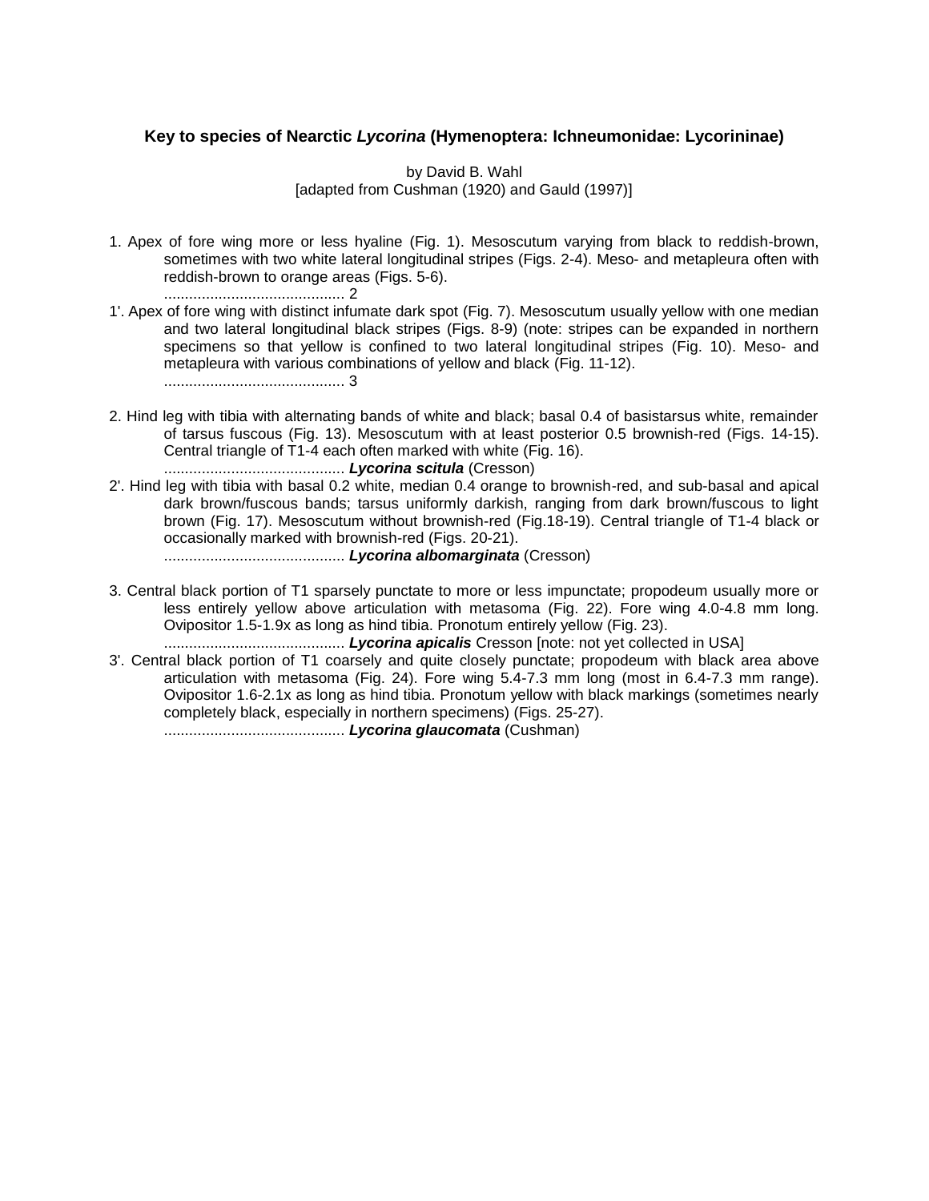# Key to species of Nearctic *Lycorina* (Hymenoptera: Ichneumonidae: Lycorininae)

by David B. Wahl
[adapted from Cushman (1920) and Gauld (1997)]

1. Apex of fore wing more or less hyaline (Fig. 1). Mesoscutum varying from black to reddish-brown, sometimes with two white lateral longitudinal stripes (Figs. 2-4). Meso- and metapleura often with reddish-brown to orange areas (Figs. 5-6).
........................................... 2

1'. Apex of fore wing with distinct infumate dark spot (Fig. 7). Mesoscutum usually yellow with one median and two lateral longitudinal black stripes (Figs. 8-9) (note: stripes can be expanded in northern specimens so that yellow is confined to two lateral longitudinal stripes (Fig. 10). Meso- and metapleura with various combinations of yellow and black (Fig. 11-12).
........................................... 3

2. Hind leg with tibia with alternating bands of white and black; basal 0.4 of basistarsus white, remainder of tarsus fuscous (Fig. 13). Mesoscutum with at least posterior 0.5 brownish-red (Figs. 14-15). Central triangle of T1-4 each often marked with white (Fig. 16).
........................................... ***Lycorina scitula*** (Cresson)

2'. Hind leg with tibia with basal 0.2 white, median 0.4 orange to brownish-red, and sub-basal and apical dark brown/fuscous bands; tarsus uniformly darkish, ranging from dark brown/fuscous to light brown (Fig. 17). Mesoscutum without brownish-red (Fig.18-19). Central triangle of T1-4 black or occasionally marked with brownish-red (Figs. 20-21).
........................................... ***Lycorina albomarginata*** (Cresson)

3. Central black portion of T1 sparsely punctate to more or less impunctate; propodeum usually more or less entirely yellow above articulation with metasoma (Fig. 22). Fore wing 4.0-4.8 mm long. Ovipositor 1.5-1.9x as long as hind tibia. Pronotum entirely yellow (Fig. 23).
........................................... ***Lycorina apicalis*** Cresson [note: not yet collected in USA]

3'. Central black portion of T1 coarsely and quite closely punctate; propodeum with black area above articulation with metasoma (Fig. 24). Fore wing 5.4-7.3 mm long (most in 6.4-7.3 mm range). Ovipositor 1.6-2.1x as long as hind tibia. Pronotum yellow with black markings (sometimes nearly completely black, especially in northern specimens) (Figs. 25-27).
........................................... ***Lycorina glaucomata*** (Cushman)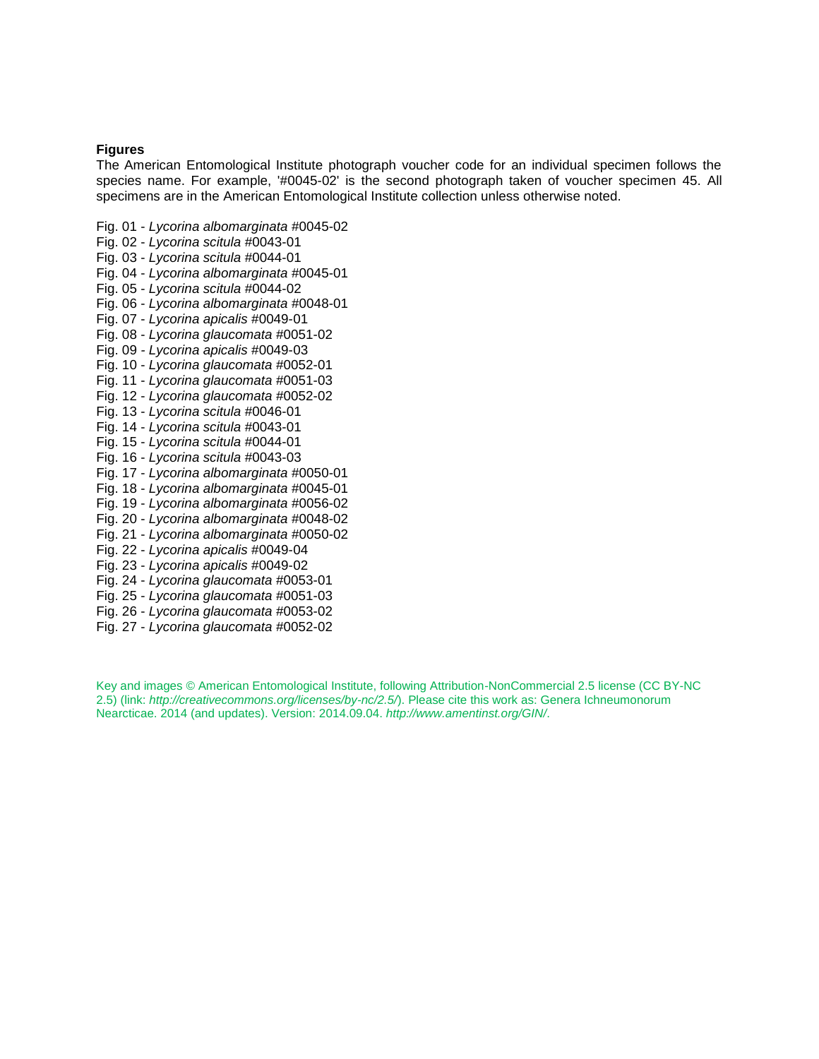**Figures**

The American Entomological Institute photograph voucher code for an individual specimen follows the species name. For example, '#0045-02' is the second photograph taken of voucher specimen 45. All specimens are in the American Entomological Institute collection unless otherwise noted.

Fig. 01 - *Lycorina albomarginata* #0045-02  
Fig. 02 - *Lycorina scitula* #0043-01  
Fig. 03 - *Lycorina scitula* #0044-01  
Fig. 04 - *Lycorina albomarginata* #0045-01  
Fig. 05 - *Lycorina scitula* #0044-02  
Fig. 06 - *Lycorina albomarginata* #0048-01  
Fig. 07 - *Lycorina apicalis* #0049-01  
Fig. 08 - *Lycorina glaucomata* #0051-02  
Fig. 09 - *Lycorina apicalis* #0049-03  
Fig. 10 - *Lycorina glaucomata* #0052-01  
Fig. 11 - *Lycorina glaucomata* #0051-03  
Fig. 12 - *Lycorina glaucomata* #0052-02  
Fig. 13 - *Lycorina scitula* #0046-01  
Fig. 14 - *Lycorina scitula* #0043-01  
Fig. 15 - *Lycorina scitula* #0044-01  
Fig. 16 - *Lycorina scitula* #0043-03  
Fig. 17 - *Lycorina albomarginata* #0050-01  
Fig. 18 - *Lycorina albomarginata* #0045-01  
Fig. 19 - *Lycorina albomarginata* #0056-02  
Fig. 20 - *Lycorina albomarginata* #0048-02  
Fig. 21 - *Lycorina albomarginata* #0050-02  
Fig. 22 - *Lycorina apicalis* #0049-04  
Fig. 23 - *Lycorina apicalis* #0049-02  
Fig. 24 - *Lycorina glaucomata* #0053-01  
Fig. 25 - *Lycorina glaucomata* #0051-03  
Fig. 26 - *Lycorina glaucomata* #0053-02  
Fig. 27 - *Lycorina glaucomata* #0052-02

Key and images © American Entomological Institute, following Attribution-NonCommercial 2.5 license (CC BY-NC 2.5) (link: *http://creativecommons.org/licenses/by-nc/2.5/*). Please cite this work as: Genera Ichneumonorum Nearcticae. 2014 (and updates). Version: 2014.09.04. *http://www.amentinst.org/GIN/*.